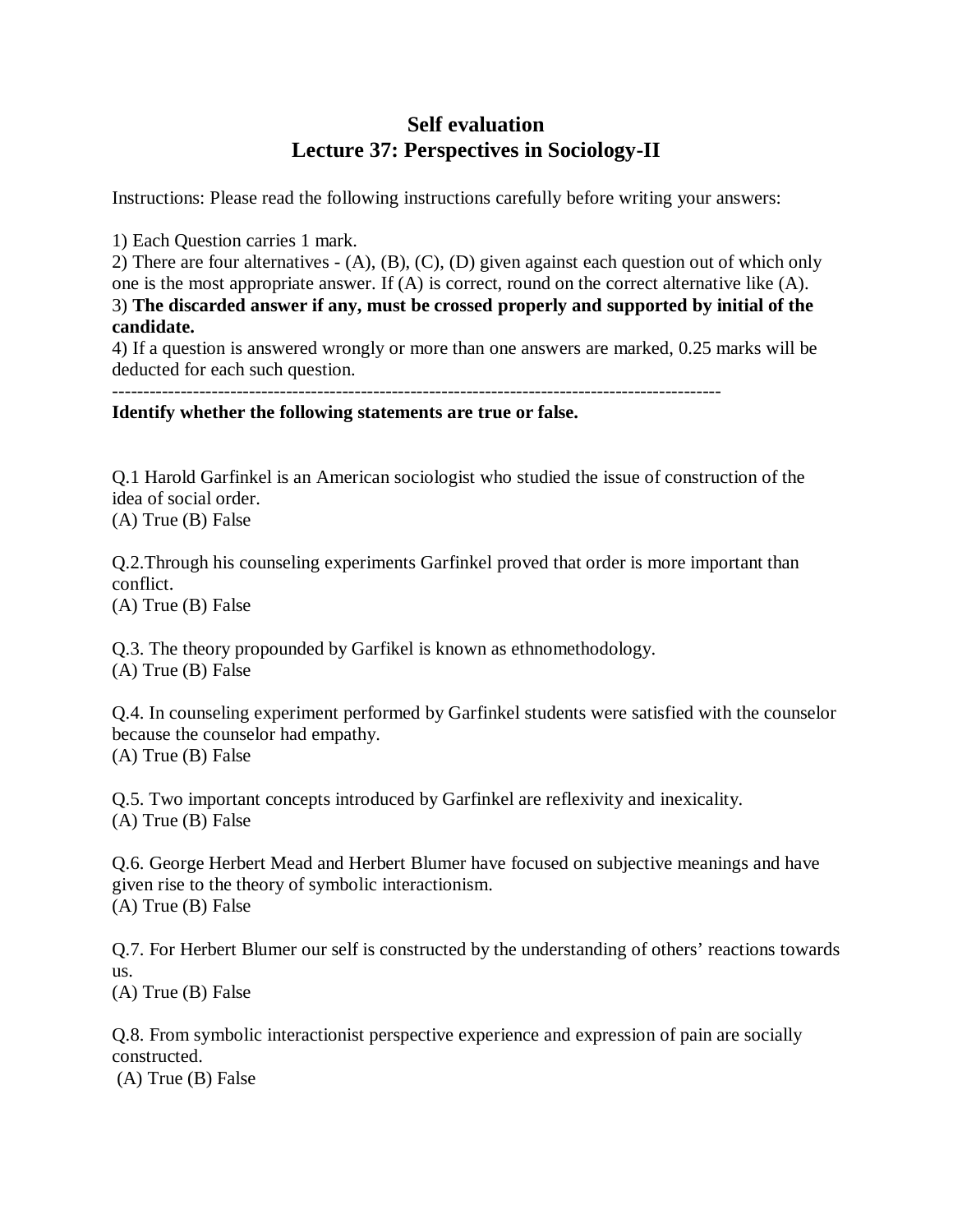# Self evaluation
## Lecture 37: Perspectives in Sociology-II

Instructions: Please read the following instructions carefully before writing your answers:

1) Each Question carries 1 mark.
2) There are four alternatives - (A), (B), (C), (D) given against each question out of which only one is the most appropriate answer. If (A) is correct, round on the correct alternative like (A).
3) **The discarded answer if any, must be crossed properly and supported by initial of the candidate.**
4) If a question is answered wrongly or more than one answers are marked, 0.25 marks will be deducted for each such question.

---------------------------------------------------------------------------------------------------

**Identify whether the following statements are true or false.**

Q.1 Harold Garfinkel is an American sociologist who studied the issue of construction of the idea of social order.
(A) True (B) False

Q.2.Through his counseling experiments Garfinkel proved that order is more important than conflict.
(A) True (B) False

Q.3. The theory propounded by Garfikel is known as ethnomethodology.
(A) True (B) False

Q.4. In counseling experiment performed by Garfinkel students were satisfied with the counselor because the counselor had empathy.
(A) True (B) False

Q.5. Two important concepts introduced by Garfinkel are reflexivity and inexicality.
(A) True (B) False

Q.6. George Herbert Mead and Herbert Blumer have focused on subjective meanings and have given rise to the theory of symbolic interactionism.
(A) True (B) False

Q.7. For Herbert Blumer our self is constructed by the understanding of others' reactions towards us.
(A) True (B) False

Q.8. From symbolic interactionist perspective experience and expression of pain are socially constructed.
(A) True (B) False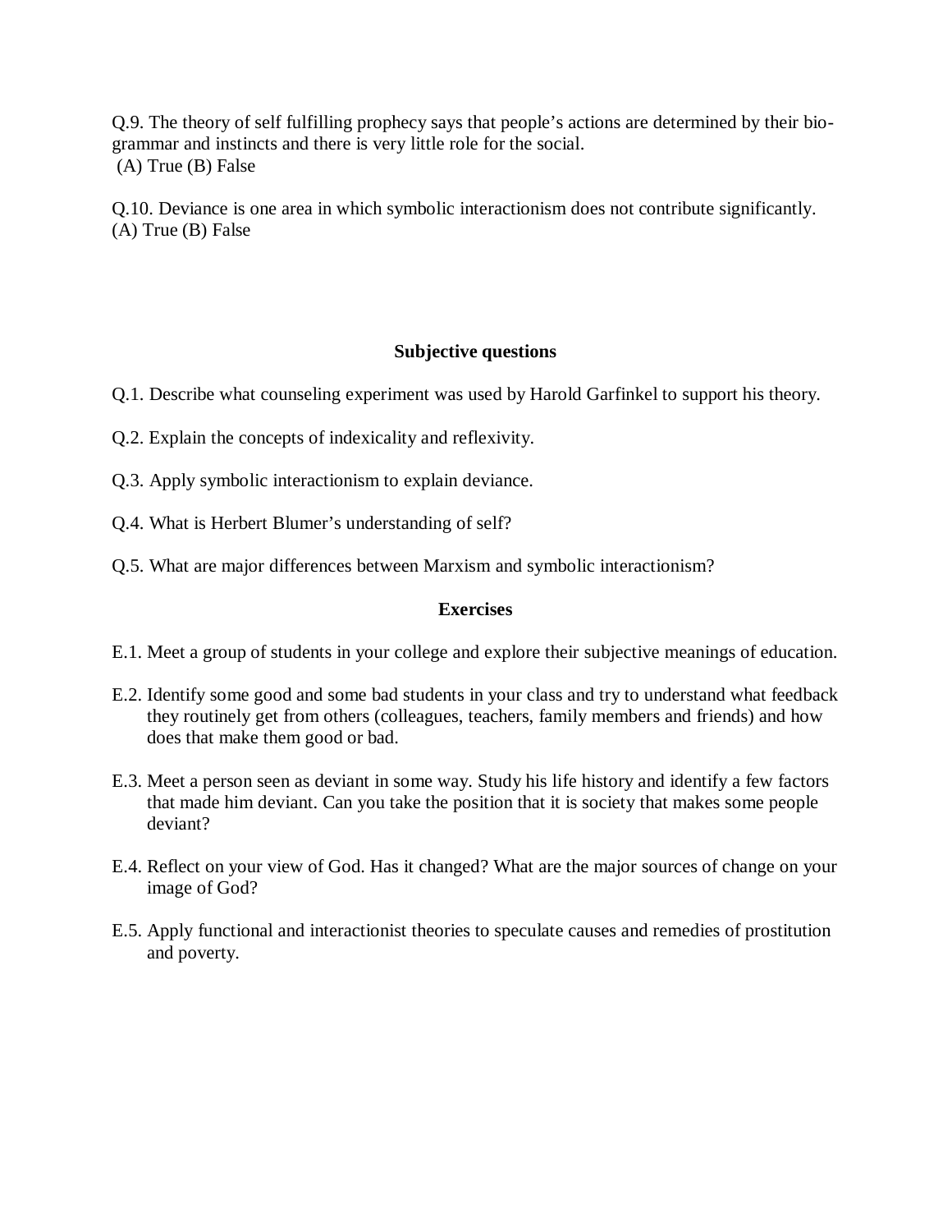Q.9. The theory of self fulfilling prophecy says that people's actions are determined by their bio-grammar and instincts and there is very little role for the social.
(A) True (B) False

Q.10. Deviance is one area in which symbolic interactionism does not contribute significantly.
(A) True (B) False

**Subjective questions**

Q.1. Describe what counseling experiment was used by Harold Garfinkel to support his theory.

Q.2. Explain the concepts of indexicality and reflexivity.

Q.3. Apply symbolic interactionism to explain deviance.

Q.4. What is Herbert Blumer's understanding of self?

Q.5. What are major differences between Marxism and symbolic interactionism?

**Exercises**

E.1. Meet a group of students in your college and explore their subjective meanings of education.

E.2. Identify some good and some bad students in your class and try to understand what feedback they routinely get from others (colleagues, teachers, family members and friends) and how does that make them good or bad.

E.3. Meet a person seen as deviant in some way. Study his life history and identify a few factors that made him deviant. Can you take the position that it is society that makes some people deviant?

E.4. Reflect on your view of God. Has it changed? What are the major sources of change on your image of God?

E.5. Apply functional and interactionist theories to speculate causes and remedies of prostitution and poverty.